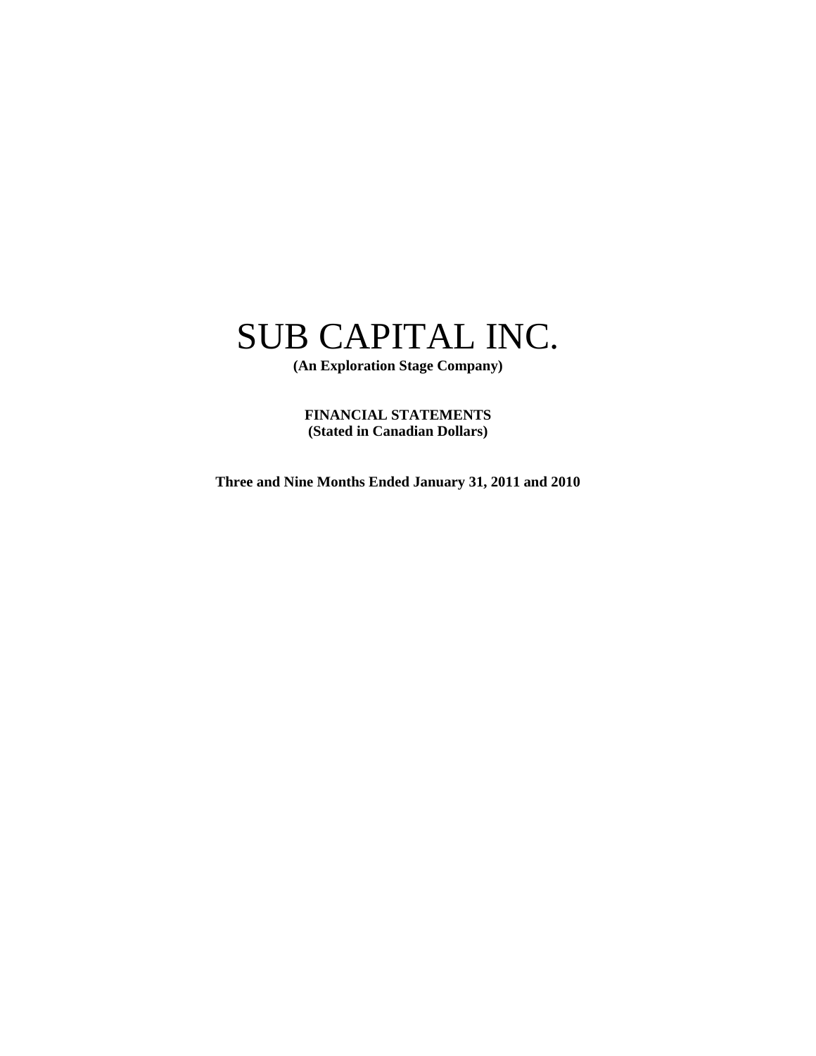# SUB CAPITAL INC.

**(An Exploration Stage Company)**

**FINANCIAL STATEMENTS**
**(Stated in Canadian Dollars)**

**Three and Nine Months Ended January 31, 2011 and 2010**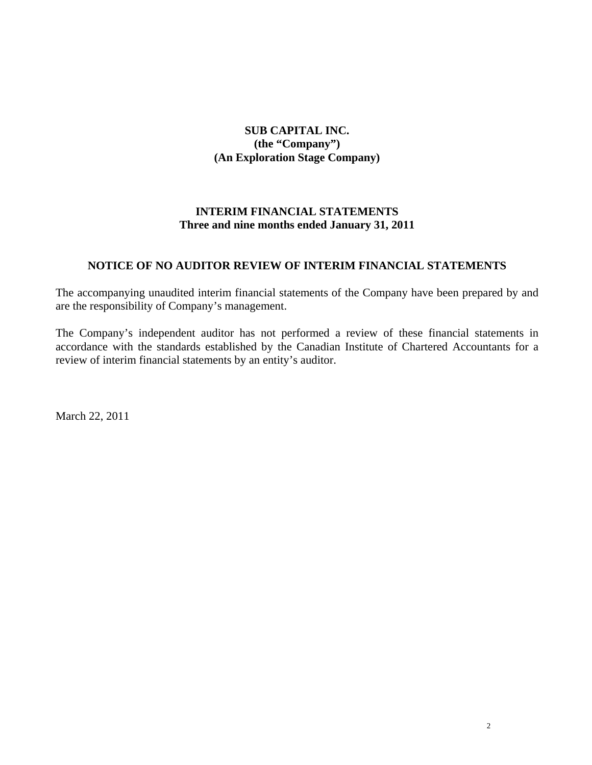# SUB CAPITAL INC.
## (the "Company")
## (An Exploration Stage Company)

## INTERIM FINANCIAL STATEMENTS
### Three and nine months ended January 31, 2011

## NOTICE OF NO AUDITOR REVIEW OF INTERIM FINANCIAL STATEMENTS

The accompanying unaudited interim financial statements of the Company have been prepared by and are the responsibility of Company's management.

The Company's independent auditor has not performed a review of these financial statements in accordance with the standards established by the Canadian Institute of Chartered Accountants for a review of interim financial statements by an entity's auditor.

March 22, 2011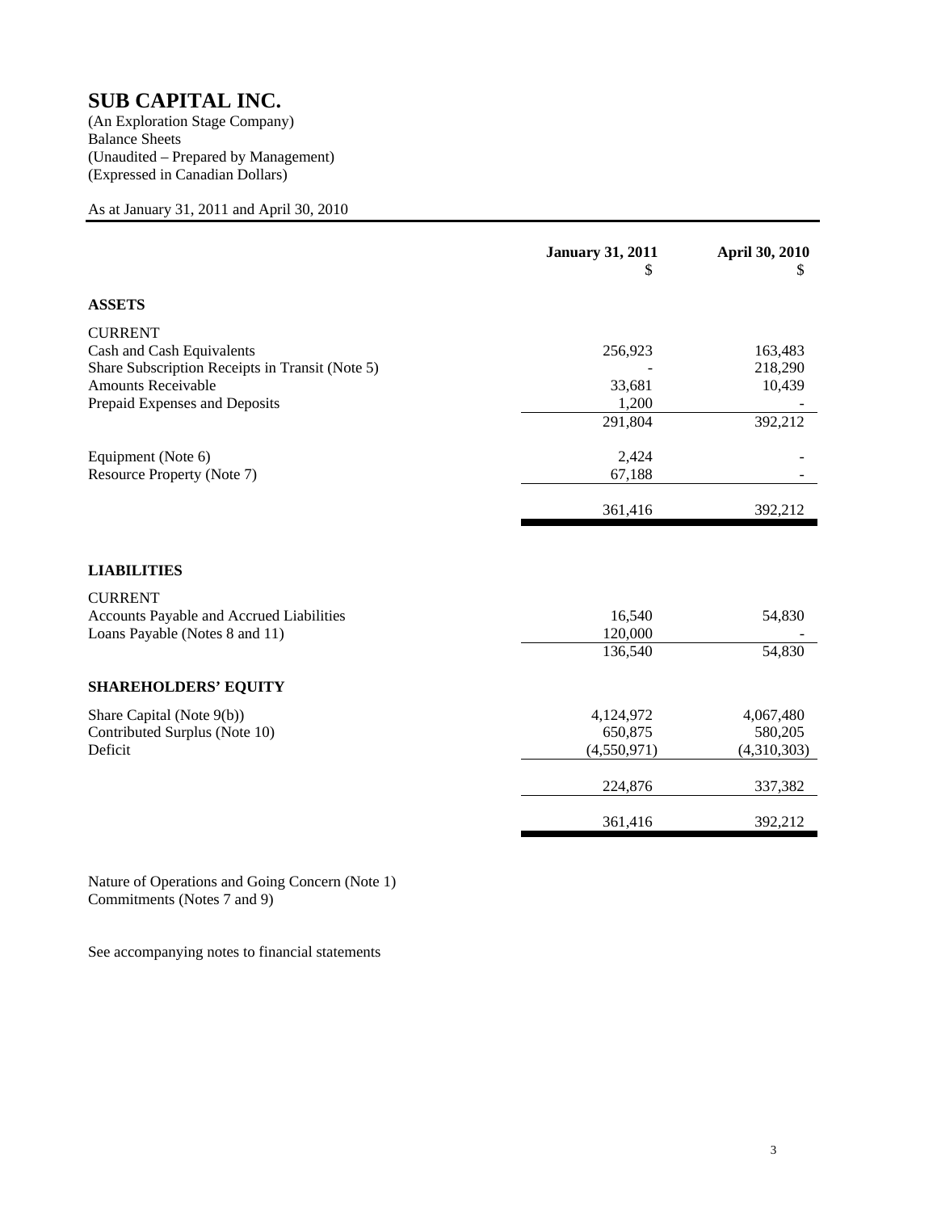# SUB CAPITAL INC.

(An Exploration Stage Company)
Balance Sheets
(Unaudited – Prepared by Management)
(Expressed in Canadian Dollars)

As at January 31, 2011 and April 30, 2010

| | January 31, 2011<br>$ | April 30, 2010<br>$ |
|---|---|---|
| **ASSETS** | | |
| CURRENT | | |
| Cash and Cash Equivalents | 256,923 | 163,483 |
| Share Subscription Receipts in Transit (Note 5) | - | 218,290 |
| Amounts Receivable | 33,681 | 10,439 |
| Prepaid Expenses and Deposits | 1,200 | - |
| | 291,804 | 392,212 |
| Equipment (Note 6) | 2,424 | - |
| Resource Property (Note 7) | 67,188 | - |
| | 361,416 | 392,212 |
| **LIABILITIES** | | |
| CURRENT | | |
| Accounts Payable and Accrued Liabilities | 16,540 | 54,830 |
| Loans Payable (Notes 8 and 11) | 120,000 | - |
| | 136,540 | 54,830 |
| **SHAREHOLDERS' EQUITY** | | |
| Share Capital (Note 9(b)) | 4,124,972 | 4,067,480 |
| Contributed Surplus (Note 10) | 650,875 | 580,205 |
| Deficit | (4,550,971) | (4,310,303) |
| | 224,876 | 337,382 |
| | 361,416 | 392,212 |

Nature of Operations and Going Concern (Note 1)
Commitments (Notes 7 and 9)

See accompanying notes to financial statements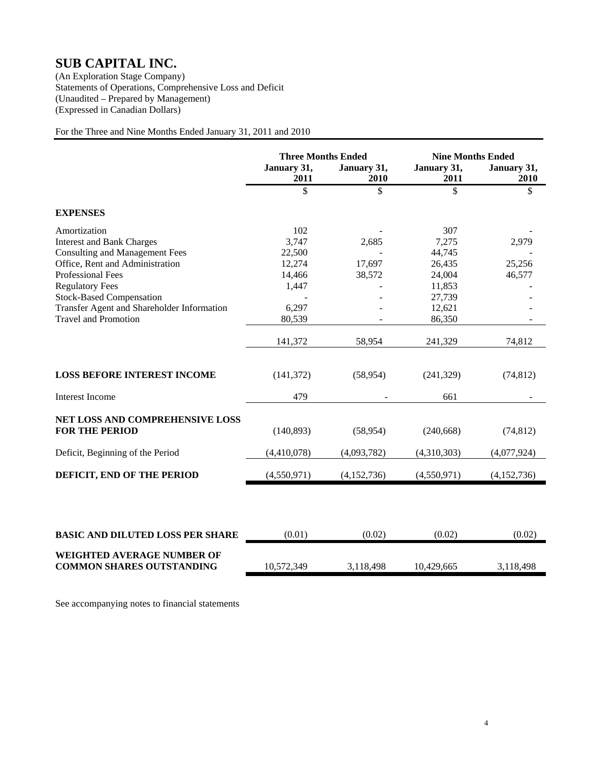# SUB CAPITAL INC.

(An Exploration Stage Company)
Statements of Operations, Comprehensive Loss and Deficit
(Unaudited – Prepared by Management)
(Expressed in Canadian Dollars)

For the Three and Nine Months Ended January 31, 2011 and 2010

| | Three Months Ended | | Nine Months Ended | |
|---|---|---|---|---|
| | January 31, 2011 | January 31, 2010 | January 31, 2011 | January 31, 2010 |
| | $ | $ | $ | $ |
| **EXPENSES** | | | | |
| Amortization | 102 | - | 307 | - |
| Interest and Bank Charges | 3,747 | 2,685 | 7,275 | 2,979 |
| Consulting and Management Fees | 22,500 | - | 44,745 | - |
| Office, Rent and Administration | 12,274 | 17,697 | 26,435 | 25,256 |
| Professional Fees | 14,466 | 38,572 | 24,004 | 46,577 |
| Regulatory Fees | 1,447 | - | 11,853 | - |
| Stock-Based Compensation | - | - | 27,739 | - |
| Transfer Agent and Shareholder Information | 6,297 | - | 12,621 | - |
| Travel and Promotion | 80,539 | - | 86,350 | - |
| | 141,372 | 58,954 | 241,329 | 74,812 |
| **LOSS BEFORE INTEREST INCOME** | (141,372) | (58,954) | (241,329) | (74,812) |
| Interest Income | 479 | - | 661 | - |
| **NET LOSS AND COMPREHENSIVE LOSS FOR THE PERIOD** | (140,893) | (58,954) | (240,668) | (74,812) |
| Deficit, Beginning of the Period | (4,410,078) | (4,093,782) | (4,310,303) | (4,077,924) |
| **DEFICIT, END OF THE PERIOD** | (4,550,971) | (4,152,736) | (4,550,971) | (4,152,736) |
| **BASIC AND DILUTED LOSS PER SHARE** | (0.01) | (0.02) | (0.02) | (0.02) |
| **WEIGHTED AVERAGE NUMBER OF COMMON SHARES OUTSTANDING** | 10,572,349 | 3,118,498 | 10,429,665 | 3,118,498 |

See accompanying notes to financial statements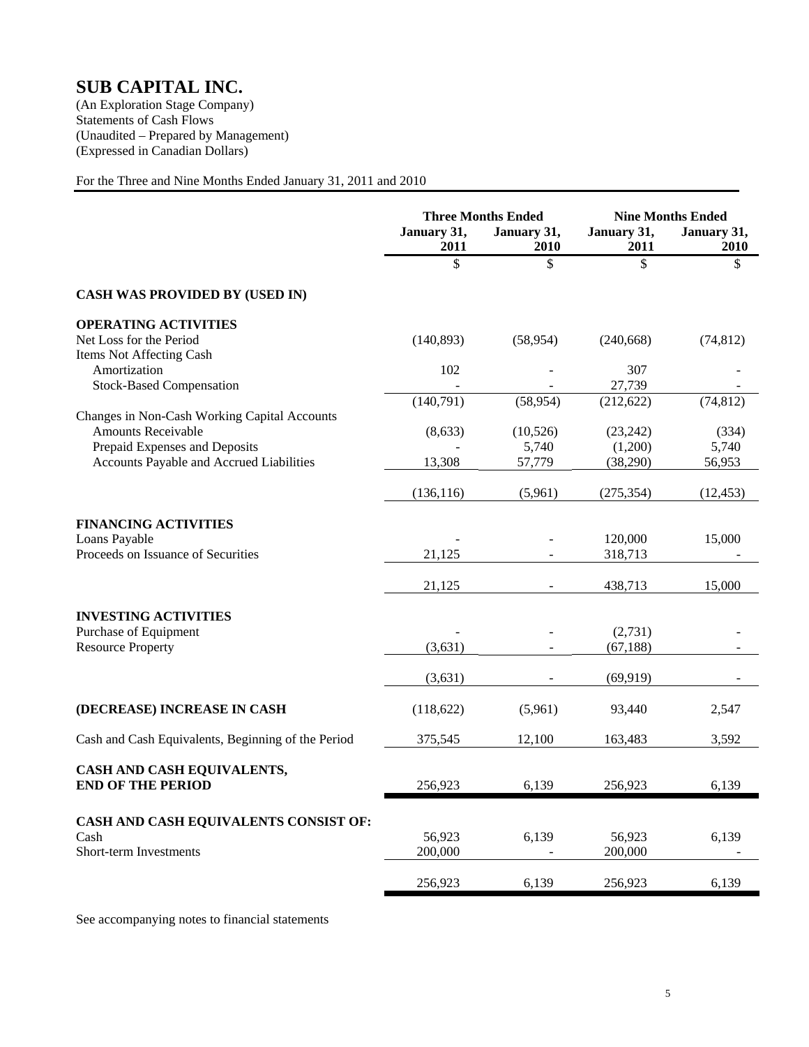# SUB CAPITAL INC.

(An Exploration Stage Company)
Statements of Cash Flows
(Unaudited – Prepared by Management)
(Expressed in Canadian Dollars)

For the Three and Nine Months Ended January 31, 2011 and 2010

| | Three Months Ended | | Nine Months Ended | |
|---|---|---|---|---|
| | January 31, 2011 | January 31, 2010 | January 31, 2011 | January 31, 2010 |
| | $ | $ | $ | $ |
| **CASH WAS PROVIDED BY (USED IN)** | | | | |
| **OPERATING ACTIVITIES** | | | | |
| Net Loss for the Period | (140,893) | (58,954) | (240,668) | (74,812) |
| Items Not Affecting Cash | | | | |
| Amortization | 102 | - | 307 | - |
| Stock-Based Compensation | - | - | 27,739 | - |
| | (140,791) | (58,954) | (212,622) | (74,812) |
| Changes in Non-Cash Working Capital Accounts | | | | |
| Amounts Receivable | (8,633) | (10,526) | (23,242) | (334) |
| Prepaid Expenses and Deposits | - | 5,740 | (1,200) | 5,740 |
| Accounts Payable and Accrued Liabilities | 13,308 | 57,779 | (38,290) | 56,953 |
| | (136,116) | (5,961) | (275,354) | (12,453) |
| **FINANCING ACTIVITIES** | | | | |
| Loans Payable | - | - | 120,000 | 15,000 |
| Proceeds on Issuance of Securities | 21,125 | - | 318,713 | - |
| | 21,125 | - | 438,713 | 15,000 |
| **INVESTING ACTIVITIES** | | | | |
| Purchase of Equipment | - | - | (2,731) | - |
| Resource Property | (3,631) | - | (67,188) | - |
| | (3,631) | - | (69,919) | - |
| **(DECREASE) INCREASE IN CASH** | (118,622) | (5,961) | 93,440 | 2,547 |
| Cash and Cash Equivalents, Beginning of the Period | 375,545 | 12,100 | 163,483 | 3,592 |
| **CASH AND CASH EQUIVALENTS, END OF THE PERIOD** | 256,923 | 6,139 | 256,923 | 6,139 |
| **CASH AND CASH EQUIVALENTS CONSIST OF:** | | | | |
| Cash | 56,923 | 6,139 | 56,923 | 6,139 |
| Short-term Investments | 200,000 | - | 200,000 | - |
| | 256,923 | 6,139 | 256,923 | 6,139 |

See accompanying notes to financial statements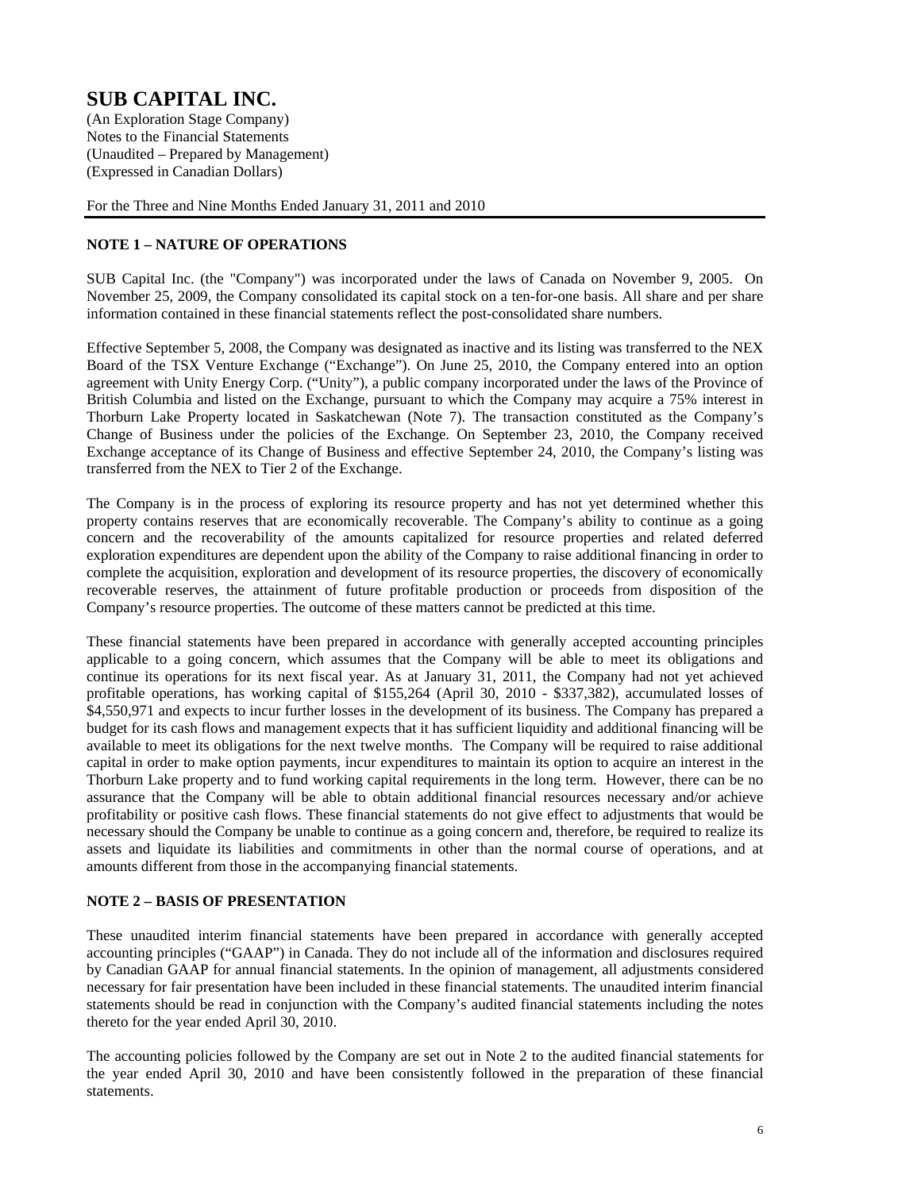# SUB CAPITAL INC.

(An Exploration Stage Company)
Notes to the Financial Statements
(Unaudited – Prepared by Management)
(Expressed in Canadian Dollars)

For the Three and Nine Months Ended January 31, 2011 and 2010

## NOTE 1 – NATURE OF OPERATIONS

SUB Capital Inc. (the "Company") was incorporated under the laws of Canada on November 9, 2005. On November 25, 2009, the Company consolidated its capital stock on a ten-for-one basis. All share and per share information contained in these financial statements reflect the post-consolidated share numbers.

Effective September 5, 2008, the Company was designated as inactive and its listing was transferred to the NEX Board of the TSX Venture Exchange ("Exchange"). On June 25, 2010, the Company entered into an option agreement with Unity Energy Corp. ("Unity"), a public company incorporated under the laws of the Province of British Columbia and listed on the Exchange, pursuant to which the Company may acquire a 75% interest in Thorburn Lake Property located in Saskatchewan (Note 7). The transaction constituted as the Company's Change of Business under the policies of the Exchange. On September 23, 2010, the Company received Exchange acceptance of its Change of Business and effective September 24, 2010, the Company's listing was transferred from the NEX to Tier 2 of the Exchange.

The Company is in the process of exploring its resource property and has not yet determined whether this property contains reserves that are economically recoverable. The Company's ability to continue as a going concern and the recoverability of the amounts capitalized for resource properties and related deferred exploration expenditures are dependent upon the ability of the Company to raise additional financing in order to complete the acquisition, exploration and development of its resource properties, the discovery of economically recoverable reserves, the attainment of future profitable production or proceeds from disposition of the Company's resource properties. The outcome of these matters cannot be predicted at this time.

These financial statements have been prepared in accordance with generally accepted accounting principles applicable to a going concern, which assumes that the Company will be able to meet its obligations and continue its operations for its next fiscal year. As at January 31, 2011, the Company had not yet achieved profitable operations, has working capital of $155,264 (April 30, 2010 - $337,382), accumulated losses of $4,550,971 and expects to incur further losses in the development of its business. The Company has prepared a budget for its cash flows and management expects that it has sufficient liquidity and additional financing will be available to meet its obligations for the next twelve months. The Company will be required to raise additional capital in order to make option payments, incur expenditures to maintain its option to acquire an interest in the Thorburn Lake property and to fund working capital requirements in the long term. However, there can be no assurance that the Company will be able to obtain additional financial resources necessary and/or achieve profitability or positive cash flows. These financial statements do not give effect to adjustments that would be necessary should the Company be unable to continue as a going concern and, therefore, be required to realize its assets and liquidate its liabilities and commitments in other than the normal course of operations, and at amounts different from those in the accompanying financial statements.

## NOTE 2 – BASIS OF PRESENTATION

These unaudited interim financial statements have been prepared in accordance with generally accepted accounting principles ("GAAP") in Canada. They do not include all of the information and disclosures required by Canadian GAAP for annual financial statements. In the opinion of management, all adjustments considered necessary for fair presentation have been included in these financial statements. The unaudited interim financial statements should be read in conjunction with the Company's audited financial statements including the notes thereto for the year ended April 30, 2010.

The accounting policies followed by the Company are set out in Note 2 to the audited financial statements for the year ended April 30, 2010 and have been consistently followed in the preparation of these financial statements.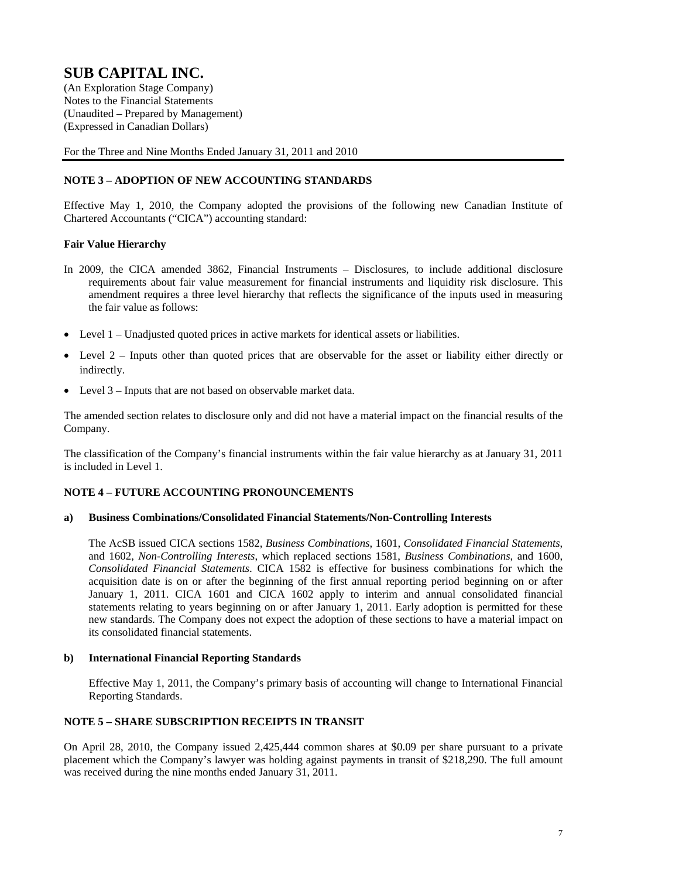# SUB CAPITAL INC.

(An Exploration Stage Company)
Notes to the Financial Statements
(Unaudited – Prepared by Management)
(Expressed in Canadian Dollars)

For the Three and Nine Months Ended January 31, 2011 and 2010

## NOTE 3 – ADOPTION OF NEW ACCOUNTING STANDARDS

Effective May 1, 2010, the Company adopted the provisions of the following new Canadian Institute of Chartered Accountants ("CICA") accounting standard:

### Fair Value Hierarchy

In 2009, the CICA amended 3862, Financial Instruments – Disclosures, to include additional disclosure requirements about fair value measurement for financial instruments and liquidity risk disclosure. This amendment requires a three level hierarchy that reflects the significance of the inputs used in measuring the fair value as follows:

- Level 1 – Unadjusted quoted prices in active markets for identical assets or liabilities.
- Level 2 – Inputs other than quoted prices that are observable for the asset or liability either directly or indirectly.
- Level 3 – Inputs that are not based on observable market data.

The amended section relates to disclosure only and did not have a material impact on the financial results of the Company.

The classification of the Company's financial instruments within the fair value hierarchy as at January 31, 2011 is included in Level 1.

## NOTE 4 – FUTURE ACCOUNTING PRONOUNCEMENTS

### a) Business Combinations/Consolidated Financial Statements/Non-Controlling Interests

The AcSB issued CICA sections 1582, *Business Combinations*, 1601, *Consolidated Financial Statements*, and 1602, *Non-Controlling Interests*, which replaced sections 1581, *Business Combinations*, and 1600, *Consolidated Financial Statements*. CICA 1582 is effective for business combinations for which the acquisition date is on or after the beginning of the first annual reporting period beginning on or after January 1, 2011. CICA 1601 and CICA 1602 apply to interim and annual consolidated financial statements relating to years beginning on or after January 1, 2011. Early adoption is permitted for these new standards. The Company does not expect the adoption of these sections to have a material impact on its consolidated financial statements.

### b) International Financial Reporting Standards

Effective May 1, 2011, the Company's primary basis of accounting will change to International Financial Reporting Standards.

## NOTE 5 – SHARE SUBSCRIPTION RECEIPTS IN TRANSIT

On April 28, 2010, the Company issued 2,425,444 common shares at $0.09 per share pursuant to a private placement which the Company's lawyer was holding against payments in transit of $218,290. The full amount was received during the nine months ended January 31, 2011.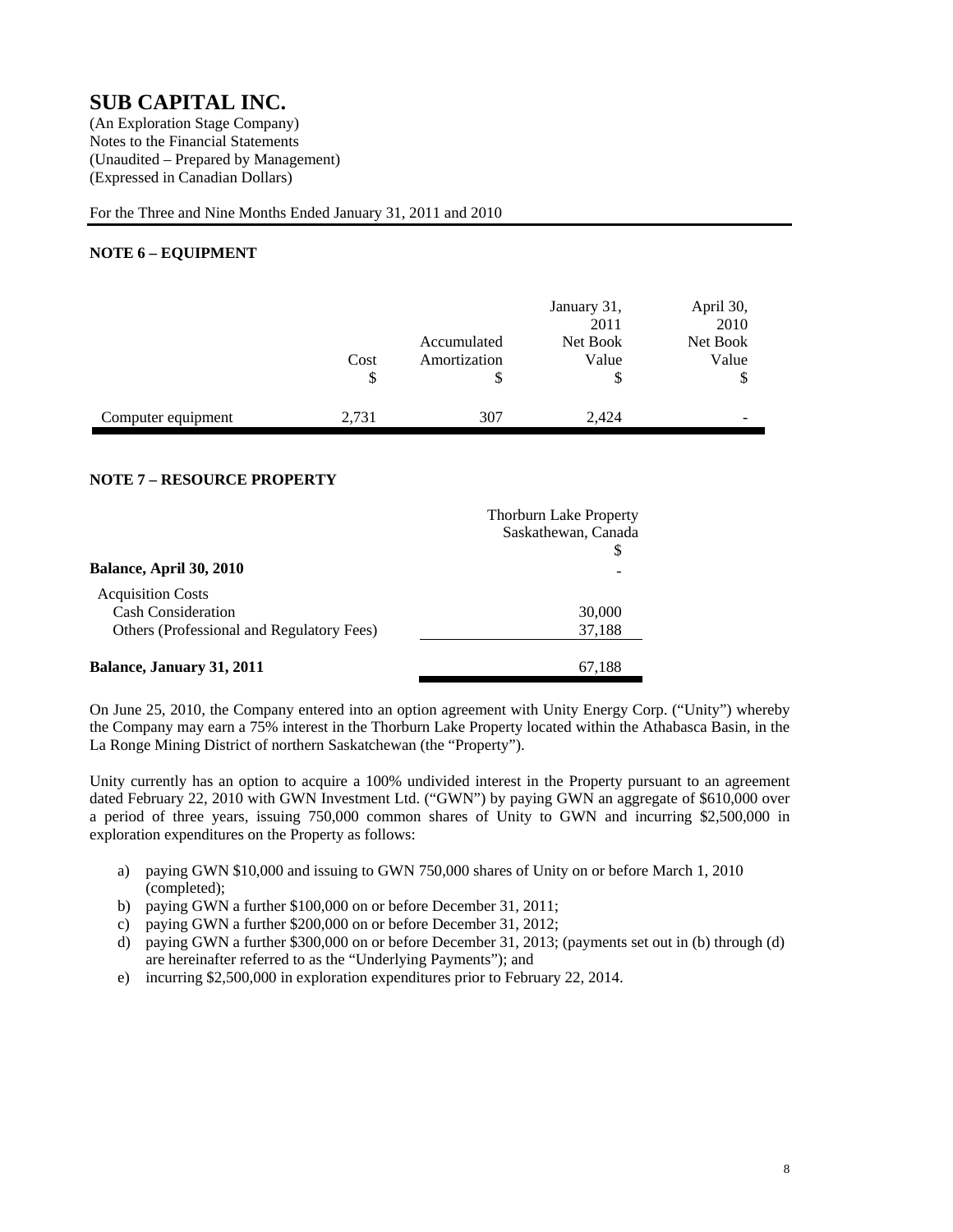# SUB CAPITAL INC.

(An Exploration Stage Company)
Notes to the Financial Statements
(Unaudited – Prepared by Management)
(Expressed in Canadian Dollars)

For the Three and Nine Months Ended January 31, 2011 and 2010

## NOTE 6 – EQUIPMENT

| | Cost<br>$ | Accumulated Amortization<br>$ | January 31, 2011 Net Book Value<br>$ | April 30, 2010 Net Book Value<br>$ |
|---|---|---|---|---|
| Computer equipment | 2,731 | 307 | 2,424 | - |

## NOTE 7 – RESOURCE PROPERTY

| | Thorburn Lake Property Saskathewan, Canada<br>$ |
|---|---|
| **Balance, April 30, 2010** | - |
| Acquisition Costs | |
| Cash Consideration | 30,000 |
| Others (Professional and Regulatory Fees) | 37,188 |
| **Balance, January 31, 2011** | 67,188 |

On June 25, 2010, the Company entered into an option agreement with Unity Energy Corp. ("Unity") whereby the Company may earn a 75% interest in the Thorburn Lake Property located within the Athabasca Basin, in the La Ronge Mining District of northern Saskatchewan (the "Property").

Unity currently has an option to acquire a 100% undivided interest in the Property pursuant to an agreement dated February 22, 2010 with GWN Investment Ltd. ("GWN") by paying GWN an aggregate of $610,000 over a period of three years, issuing 750,000 common shares of Unity to GWN and incurring $2,500,000 in exploration expenditures on the Property as follows:

a) paying GWN $10,000 and issuing to GWN 750,000 shares of Unity on or before March 1, 2010 (completed);
b) paying GWN a further $100,000 on or before December 31, 2011;
c) paying GWN a further $200,000 on or before December 31, 2012;
d) paying GWN a further $300,000 on or before December 31, 2013; (payments set out in (b) through (d) are hereinafter referred to as the "Underlying Payments"); and
e) incurring $2,500,000 in exploration expenditures prior to February 22, 2014.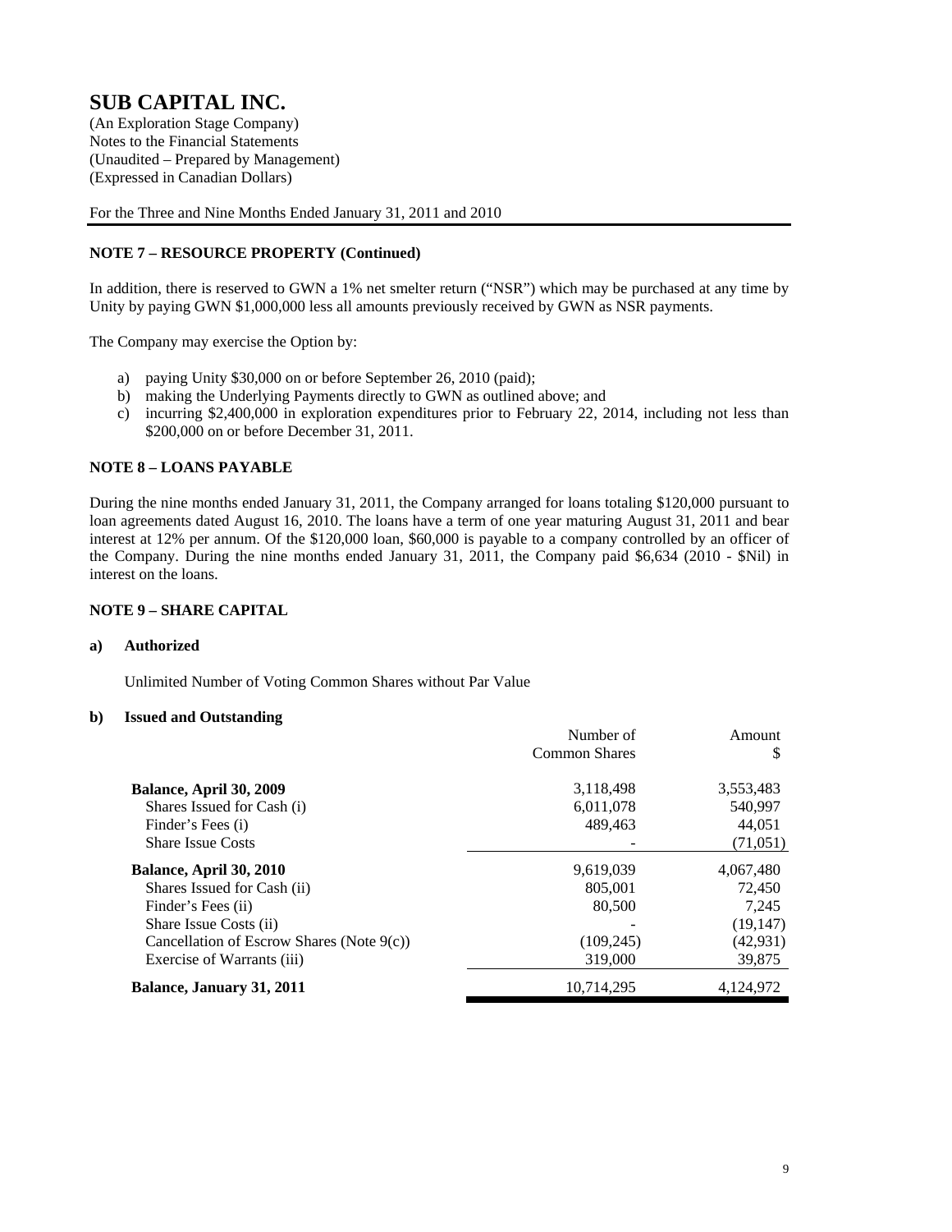# SUB CAPITAL INC.

(An Exploration Stage Company)
Notes to the Financial Statements
(Unaudited – Prepared by Management)
(Expressed in Canadian Dollars)

For the Three and Nine Months Ended January 31, 2011 and 2010

## NOTE 7 – RESOURCE PROPERTY (Continued)

In addition, there is reserved to GWN a 1% net smelter return ("NSR") which may be purchased at any time by Unity by paying GWN $1,000,000 less all amounts previously received by GWN as NSR payments.

The Company may exercise the Option by:

a) paying Unity $30,000 on or before September 26, 2010 (paid);
b) making the Underlying Payments directly to GWN as outlined above; and
c) incurring $2,400,000 in exploration expenditures prior to February 22, 2014, including not less than $200,000 on or before December 31, 2011.

## NOTE 8 – LOANS PAYABLE

During the nine months ended January 31, 2011, the Company arranged for loans totaling $120,000 pursuant to loan agreements dated August 16, 2010. The loans have a term of one year maturing August 31, 2011 and bear interest at 12% per annum. Of the $120,000 loan, $60,000 is payable to a company controlled by an officer of the Company. During the nine months ended January 31, 2011, the Company paid $6,634 (2010 - $Nil) in interest on the loans.

## NOTE 9 – SHARE CAPITAL

### a) Authorized

Unlimited Number of Voting Common Shares without Par Value

### b) Issued and Outstanding

| | Number of Common Shares | Amount $ |
|---|---|---|
| **Balance, April 30, 2009** | 3,118,498 | 3,553,483 |
| Shares Issued for Cash (i) | 6,011,078 | 540,997 |
| Finder's Fees (i) | 489,463 | 44,051 |
| Share Issue Costs | - | (71,051) |
| **Balance, April 30, 2010** | 9,619,039 | 4,067,480 |
| Shares Issued for Cash (ii) | 805,001 | 72,450 |
| Finder's Fees (ii) | 80,500 | 7,245 |
| Share Issue Costs (ii) | - | (19,147) |
| Cancellation of Escrow Shares (Note 9(c)) | (109,245) | (42,931) |
| Exercise of Warrants (iii) | 319,000 | 39,875 |
| **Balance, January 31, 2011** | 10,714,295 | 4,124,972 |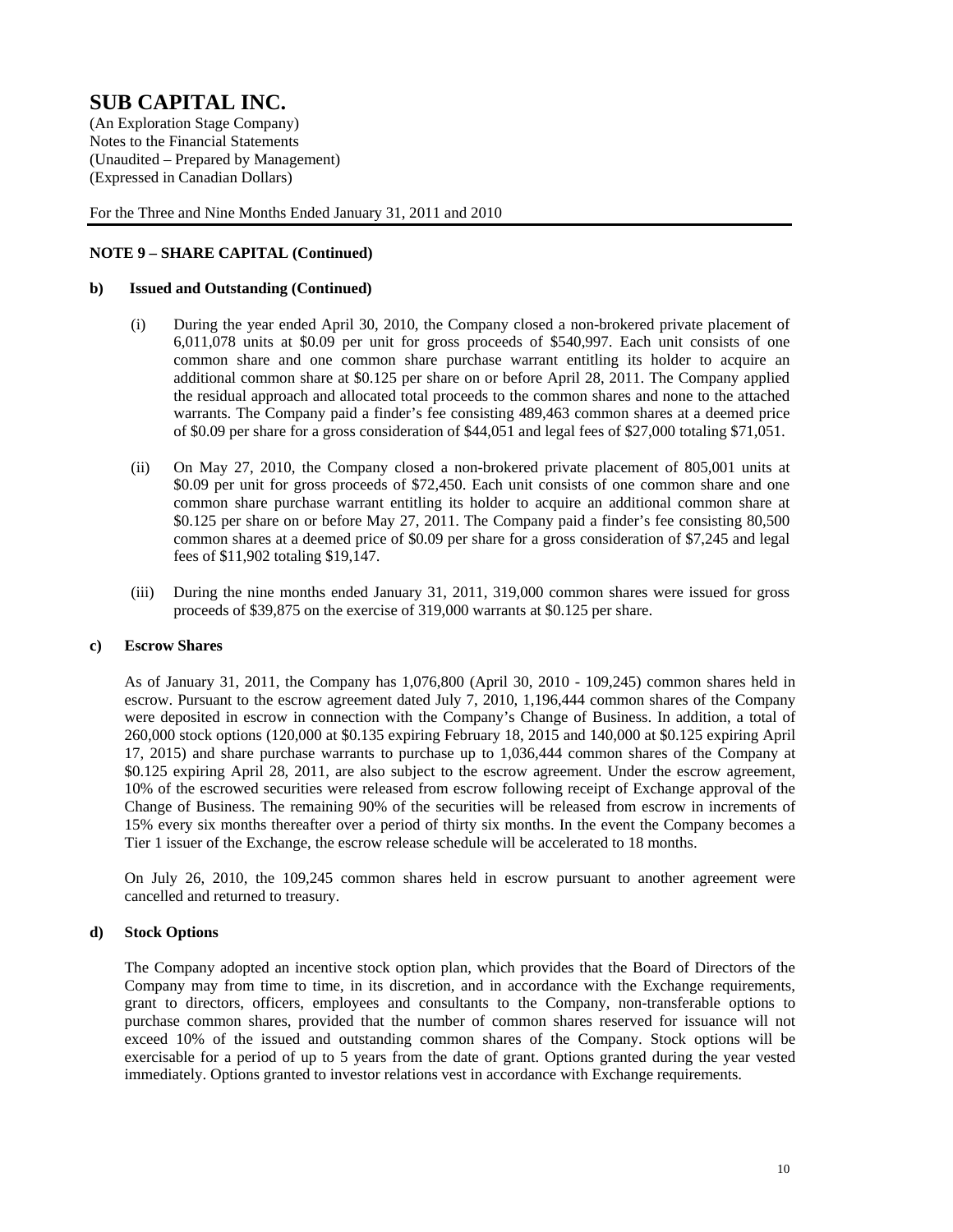# SUB CAPITAL INC.

(An Exploration Stage Company)
Notes to the Financial Statements
(Unaudited – Prepared by Management)
(Expressed in Canadian Dollars)

For the Three and Nine Months Ended January 31, 2011 and 2010

## NOTE 9 – SHARE CAPITAL (Continued)

### b) Issued and Outstanding (Continued)

(i) During the year ended April 30, 2010, the Company closed a non-brokered private placement of 6,011,078 units at $0.09 per unit for gross proceeds of $540,997. Each unit consists of one common share and one common share purchase warrant entitling its holder to acquire an additional common share at $0.125 per share on or before April 28, 2011. The Company applied the residual approach and allocated total proceeds to the common shares and none to the attached warrants. The Company paid a finder's fee consisting 489,463 common shares at a deemed price of $0.09 per share for a gross consideration of $44,051 and legal fees of $27,000 totaling $71,051.

(ii) On May 27, 2010, the Company closed a non-brokered private placement of 805,001 units at $0.09 per unit for gross proceeds of $72,450. Each unit consists of one common share and one common share purchase warrant entitling its holder to acquire an additional common share at $0.125 per share on or before May 27, 2011. The Company paid a finder's fee consisting 80,500 common shares at a deemed price of $0.09 per share for a gross consideration of $7,245 and legal fees of $11,902 totaling $19,147.

(iii) During the nine months ended January 31, 2011, 319,000 common shares were issued for gross proceeds of $39,875 on the exercise of 319,000 warrants at $0.125 per share.

### c) Escrow Shares

As of January 31, 2011, the Company has 1,076,800 (April 30, 2010 - 109,245) common shares held in escrow. Pursuant to the escrow agreement dated July 7, 2010, 1,196,444 common shares of the Company were deposited in escrow in connection with the Company's Change of Business. In addition, a total of 260,000 stock options (120,000 at $0.135 expiring February 18, 2015 and 140,000 at $0.125 expiring April 17, 2015) and share purchase warrants to purchase up to 1,036,444 common shares of the Company at $0.125 expiring April 28, 2011, are also subject to the escrow agreement. Under the escrow agreement, 10% of the escrowed securities were released from escrow following receipt of Exchange approval of the Change of Business. The remaining 90% of the securities will be released from escrow in increments of 15% every six months thereafter over a period of thirty six months. In the event the Company becomes a Tier 1 issuer of the Exchange, the escrow release schedule will be accelerated to 18 months.

On July 26, 2010, the 109,245 common shares held in escrow pursuant to another agreement were cancelled and returned to treasury.

### d) Stock Options

The Company adopted an incentive stock option plan, which provides that the Board of Directors of the Company may from time to time, in its discretion, and in accordance with the Exchange requirements, grant to directors, officers, employees and consultants to the Company, non-transferable options to purchase common shares, provided that the number of common shares reserved for issuance will not exceed 10% of the issued and outstanding common shares of the Company. Stock options will be exercisable for a period of up to 5 years from the date of grant. Options granted during the year vested immediately. Options granted to investor relations vest in accordance with Exchange requirements.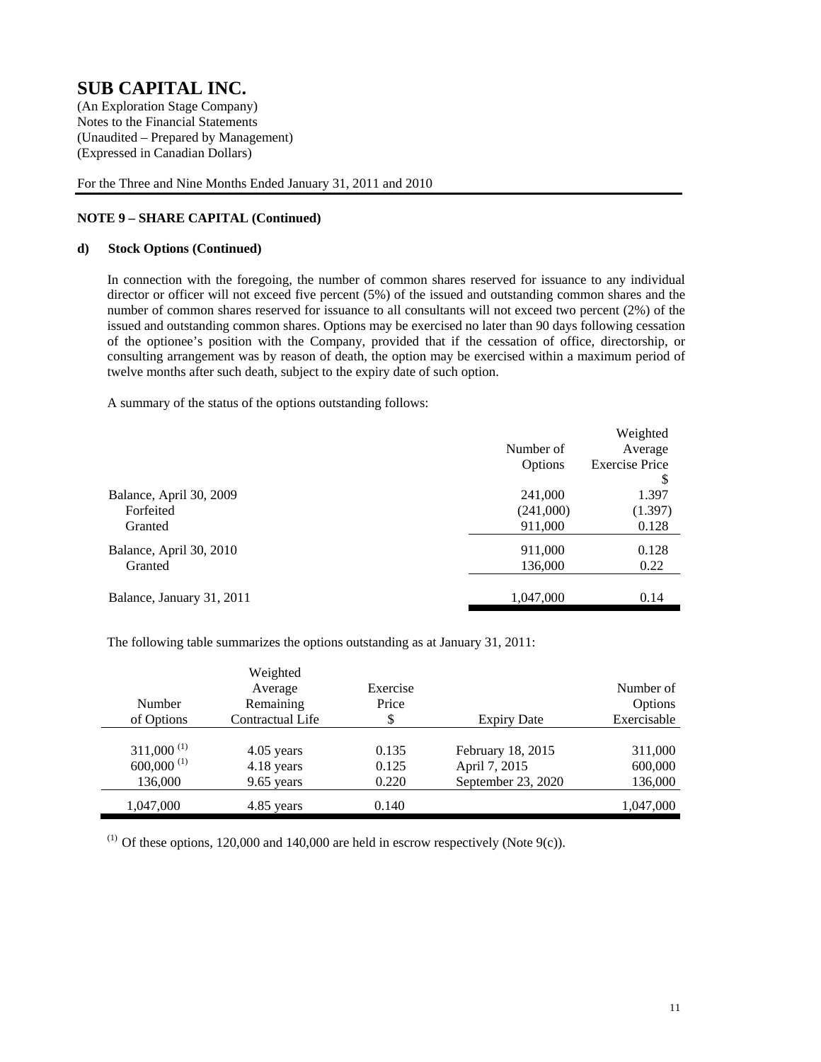# SUB CAPITAL INC.

(An Exploration Stage Company)
Notes to the Financial Statements
(Unaudited – Prepared by Management)
(Expressed in Canadian Dollars)

For the Three and Nine Months Ended January 31, 2011 and 2010

**NOTE 9 – SHARE CAPITAL (Continued)**

**d) Stock Options (Continued)**

In connection with the foregoing, the number of common shares reserved for issuance to any individual director or officer will not exceed five percent (5%) of the issued and outstanding common shares and the number of common shares reserved for issuance to all consultants will not exceed two percent (2%) of the issued and outstanding common shares. Options may be exercised no later than 90 days following cessation of the optionee's position with the Company, provided that if the cessation of office, directorship, or consulting arrangement was by reason of death, the option may be exercised within a maximum period of twelve months after such death, subject to the expiry date of such option.

A summary of the status of the options outstanding follows:

| | Number of Options | Weighted Average Exercise Price $ |
|---|---|---|
| Balance, April 30, 2009 | 241,000 | 1.397 |
| Forfeited | (241,000) | (1.397) |
| Granted | 911,000 | 0.128 |
| Balance, April 30, 2010 | 911,000 | 0.128 |
| Granted | 136,000 | 0.22 |
| Balance, January 31, 2011 | 1,047,000 | 0.14 |

The following table summarizes the options outstanding as at January 31, 2011:

| Number of Options | Weighted Average Remaining Contractual Life | Exercise Price $ | Expiry Date | Number of Options Exercisable |
|---|---|---|---|---|
| 311,000 [(1)] | 4.05 years | 0.135 | February 18, 2015 | 311,000 |
| 600,000 [(1)] | 4.18 years | 0.125 | April 7, 2015 | 600,000 |
| 136,000 | 9.65 years | 0.220 | September 23, 2020 | 136,000 |
| 1,047,000 | 4.85 years | 0.140 | | 1,047,000 |

[(1)] Of these options, 120,000 and 140,000 are held in escrow respectively (Note 9(c)).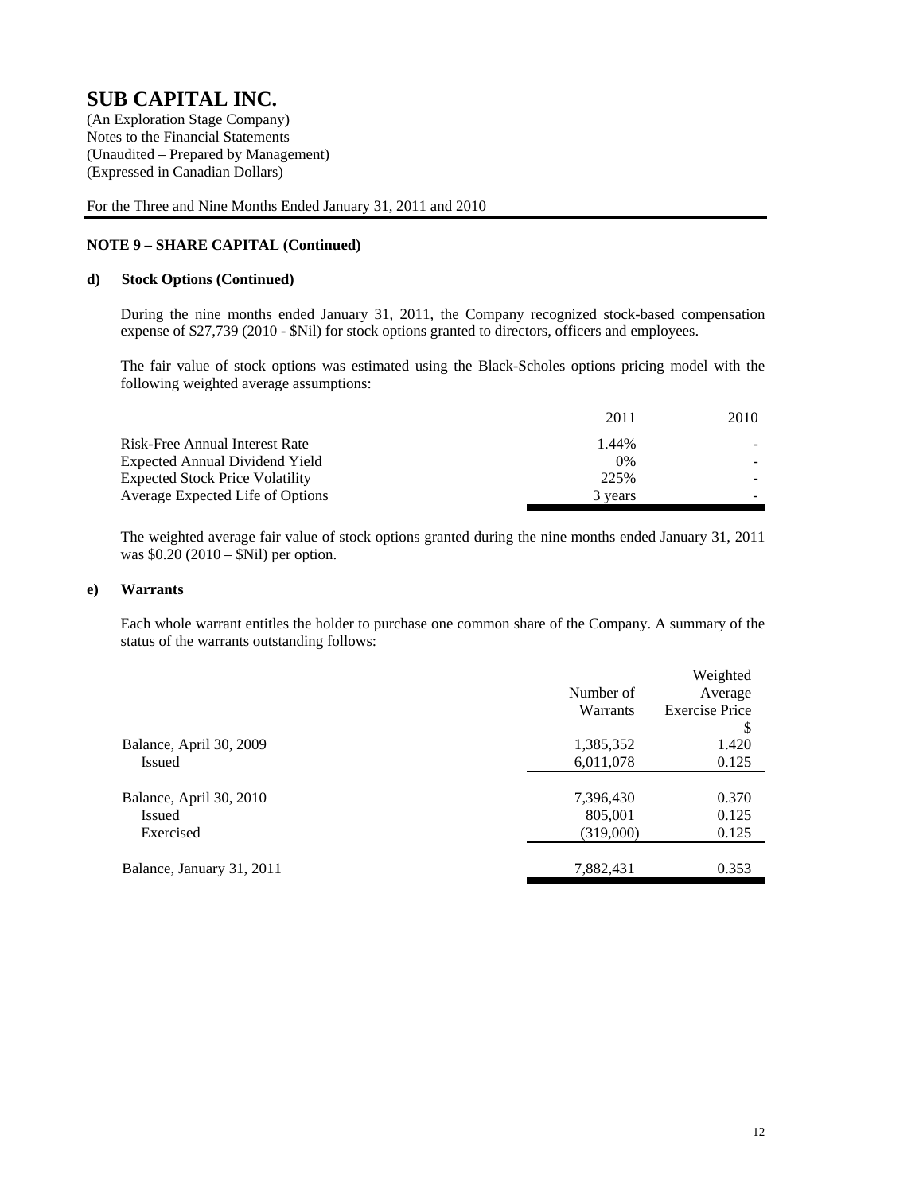# SUB CAPITAL INC.

(An Exploration Stage Company)
Notes to the Financial Statements
(Unaudited – Prepared by Management)
(Expressed in Canadian Dollars)

For the Three and Nine Months Ended January 31, 2011 and 2010

## NOTE 9 – SHARE CAPITAL (Continued)

### d) Stock Options (Continued)

During the nine months ended January 31, 2011, the Company recognized stock-based compensation expense of $27,739 (2010 - $Nil) for stock options granted to directors, officers and employees.

The fair value of stock options was estimated using the Black-Scholes options pricing model with the following weighted average assumptions:

| | 2011 | 2010 |
|---|---|---|
| Risk-Free Annual Interest Rate | 1.44% | - |
| Expected Annual Dividend Yield | 0% | - |
| Expected Stock Price Volatility | 225% | - |
| Average Expected Life of Options | 3 years | - |

The weighted average fair value of stock options granted during the nine months ended January 31, 2011 was $0.20 (2010 – $Nil) per option.

### e) Warrants

Each whole warrant entitles the holder to purchase one common share of the Company. A summary of the status of the warrants outstanding follows:

| | Number of Warrants | Weighted Average Exercise Price $ |
|---|---|---|
| Balance, April 30, 2009 | 1,385,352 | 1.420 |
| Issued | 6,011,078 | 0.125 |
| Balance, April 30, 2010 | 7,396,430 | 0.370 |
| Issued | 805,001 | 0.125 |
| Exercised | (319,000) | 0.125 |
| Balance, January 31, 2011 | 7,882,431 | 0.353 |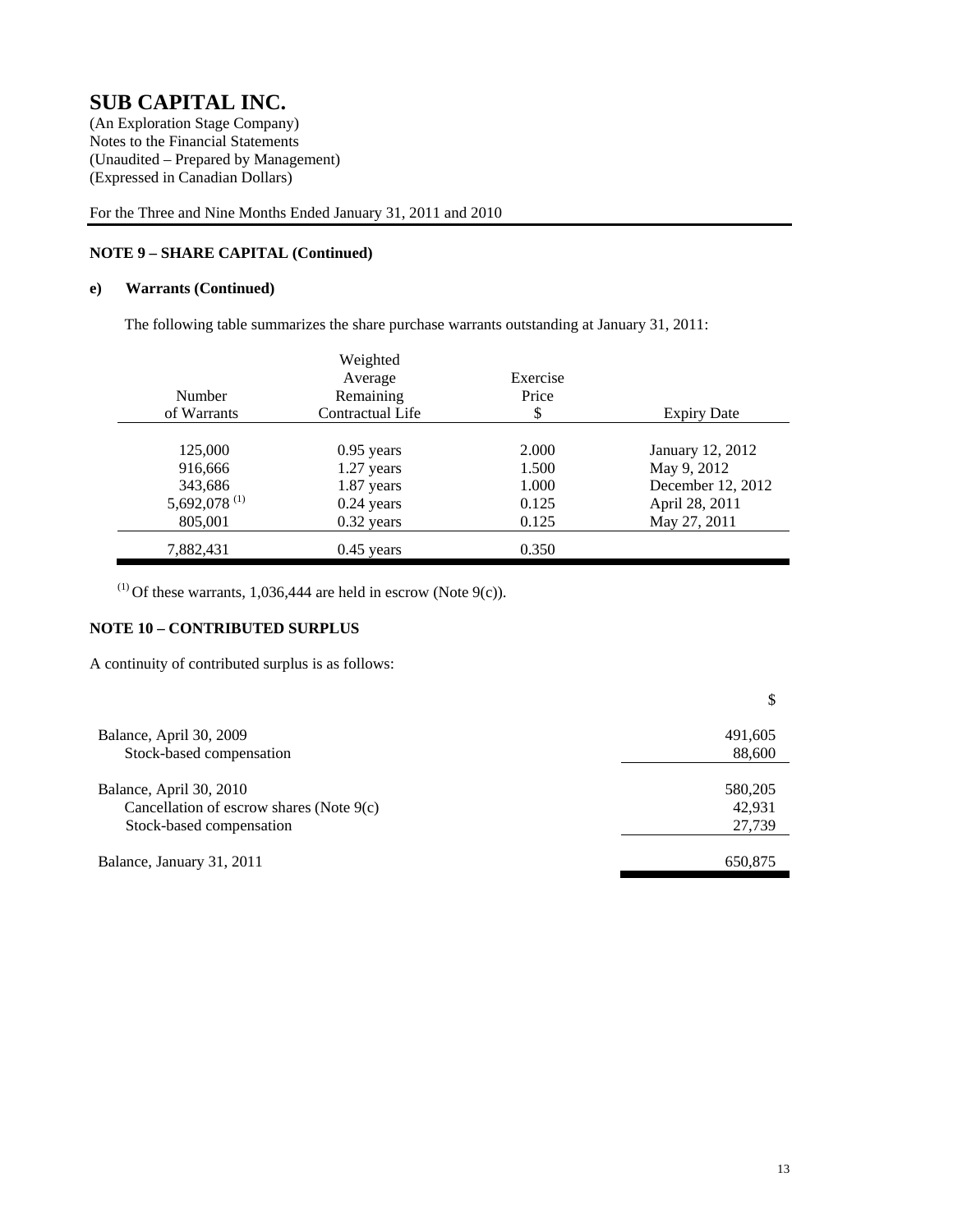# SUB CAPITAL INC.

(An Exploration Stage Company)
Notes to the Financial Statements
(Unaudited – Prepared by Management)
(Expressed in Canadian Dollars)

For the Three and Nine Months Ended January 31, 2011 and 2010

**NOTE 9 – SHARE CAPITAL (Continued)**

**e) Warrants (Continued)**

The following table summarizes the share purchase warrants outstanding at January 31, 2011:

| Number of Warrants | Weighted Average Remaining Contractual Life | Exercise Price $ | Expiry Date |
|---|---|---|---|
| 125,000 | 0.95 years | 2.000 | January 12, 2012 |
| 916,666 | 1.27 years | 1.500 | May 9, 2012 |
| 343,686 | 1.87 years | 1.000 | December 12, 2012 |
| 5,692,078 [(1)] | 0.24 years | 0.125 | April 28, 2011 |
| 805,001 | 0.32 years | 0.125 | May 27, 2011 |
| 7,882,431 | 0.45 years | 0.350 | |

[(1)] Of these warrants, 1,036,444 are held in escrow (Note 9(c)).

**NOTE 10 – CONTRIBUTED SURPLUS**

A continuity of contributed surplus is as follows:

| | $ |
|---|---|
| Balance, April 30, 2009 | 491,605 |
| Stock-based compensation | 88,600 |
| Balance, April 30, 2010 | 580,205 |
| Cancellation of escrow shares (Note 9(c) | 42,931 |
| Stock-based compensation | 27,739 |
| Balance, January 31, 2011 | 650,875 |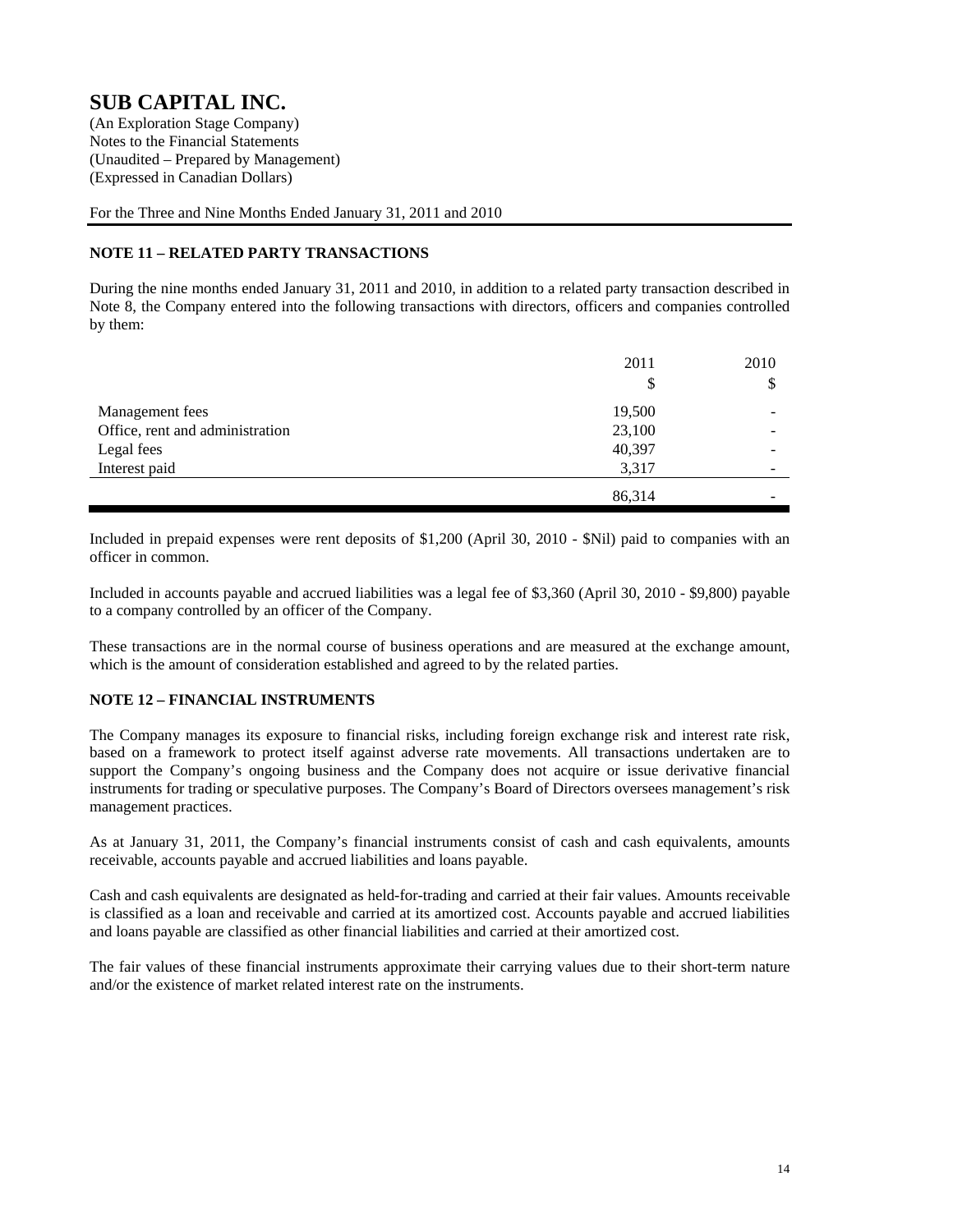# SUB CAPITAL INC.

(An Exploration Stage Company)
Notes to the Financial Statements
(Unaudited – Prepared by Management)
(Expressed in Canadian Dollars)

For the Three and Nine Months Ended January 31, 2011 and 2010

## NOTE 11 – RELATED PARTY TRANSACTIONS

During the nine months ended January 31, 2011 and 2010, in addition to a related party transaction described in Note 8, the Company entered into the following transactions with directors, officers and companies controlled by them:

| | 2011 | 2010 |
|---|---|---|
| | $ | $ |
| Management fees | 19,500 | - |
| Office, rent and administration | 23,100 | - |
| Legal fees | 40,397 | - |
| Interest paid | 3,317 | - |
| | 86,314 | - |

Included in prepaid expenses were rent deposits of $1,200 (April 30, 2010 - $Nil) paid to companies with an officer in common.

Included in accounts payable and accrued liabilities was a legal fee of $3,360 (April 30, 2010 - $9,800) payable to a company controlled by an officer of the Company.

These transactions are in the normal course of business operations and are measured at the exchange amount, which is the amount of consideration established and agreed to by the related parties.

## NOTE 12 – FINANCIAL INSTRUMENTS

The Company manages its exposure to financial risks, including foreign exchange risk and interest rate risk, based on a framework to protect itself against adverse rate movements. All transactions undertaken are to support the Company's ongoing business and the Company does not acquire or issue derivative financial instruments for trading or speculative purposes. The Company's Board of Directors oversees management's risk management practices.

As at January 31, 2011, the Company's financial instruments consist of cash and cash equivalents, amounts receivable, accounts payable and accrued liabilities and loans payable.

Cash and cash equivalents are designated as held-for-trading and carried at their fair values. Amounts receivable is classified as a loan and receivable and carried at its amortized cost. Accounts payable and accrued liabilities and loans payable are classified as other financial liabilities and carried at their amortized cost.

The fair values of these financial instruments approximate their carrying values due to their short-term nature and/or the existence of market related interest rate on the instruments.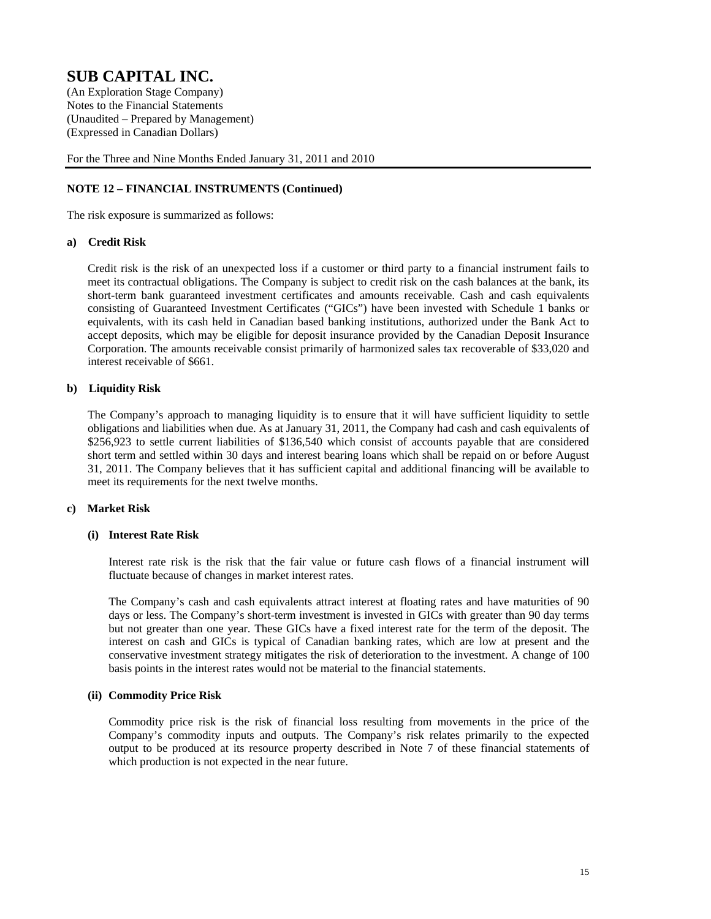# SUB CAPITAL INC.

(An Exploration Stage Company)
Notes to the Financial Statements
(Unaudited – Prepared by Management)
(Expressed in Canadian Dollars)

For the Three and Nine Months Ended January 31, 2011 and 2010

## NOTE 12 – FINANCIAL INSTRUMENTS (Continued)

The risk exposure is summarized as follows:

### a) Credit Risk

Credit risk is the risk of an unexpected loss if a customer or third party to a financial instrument fails to meet its contractual obligations. The Company is subject to credit risk on the cash balances at the bank, its short-term bank guaranteed investment certificates and amounts receivable. Cash and cash equivalents consisting of Guaranteed Investment Certificates ("GICs") have been invested with Schedule 1 banks or equivalents, with its cash held in Canadian based banking institutions, authorized under the Bank Act to accept deposits, which may be eligible for deposit insurance provided by the Canadian Deposit Insurance Corporation. The amounts receivable consist primarily of harmonized sales tax recoverable of $33,020 and interest receivable of $661.

### b) Liquidity Risk

The Company's approach to managing liquidity is to ensure that it will have sufficient liquidity to settle obligations and liabilities when due. As at January 31, 2011, the Company had cash and cash equivalents of $256,923 to settle current liabilities of $136,540 which consist of accounts payable that are considered short term and settled within 30 days and interest bearing loans which shall be repaid on or before August 31, 2011. The Company believes that it has sufficient capital and additional financing will be available to meet its requirements for the next twelve months.

### c) Market Risk

#### (i) Interest Rate Risk

Interest rate risk is the risk that the fair value or future cash flows of a financial instrument will fluctuate because of changes in market interest rates.

The Company's cash and cash equivalents attract interest at floating rates and have maturities of 90 days or less. The Company's short-term investment is invested in GICs with greater than 90 day terms but not greater than one year. These GICs have a fixed interest rate for the term of the deposit. The interest on cash and GICs is typical of Canadian banking rates, which are low at present and the conservative investment strategy mitigates the risk of deterioration to the investment. A change of 100 basis points in the interest rates would not be material to the financial statements.

#### (ii) Commodity Price Risk

Commodity price risk is the risk of financial loss resulting from movements in the price of the Company's commodity inputs and outputs. The Company's risk relates primarily to the expected output to be produced at its resource property described in Note 7 of these financial statements of which production is not expected in the near future.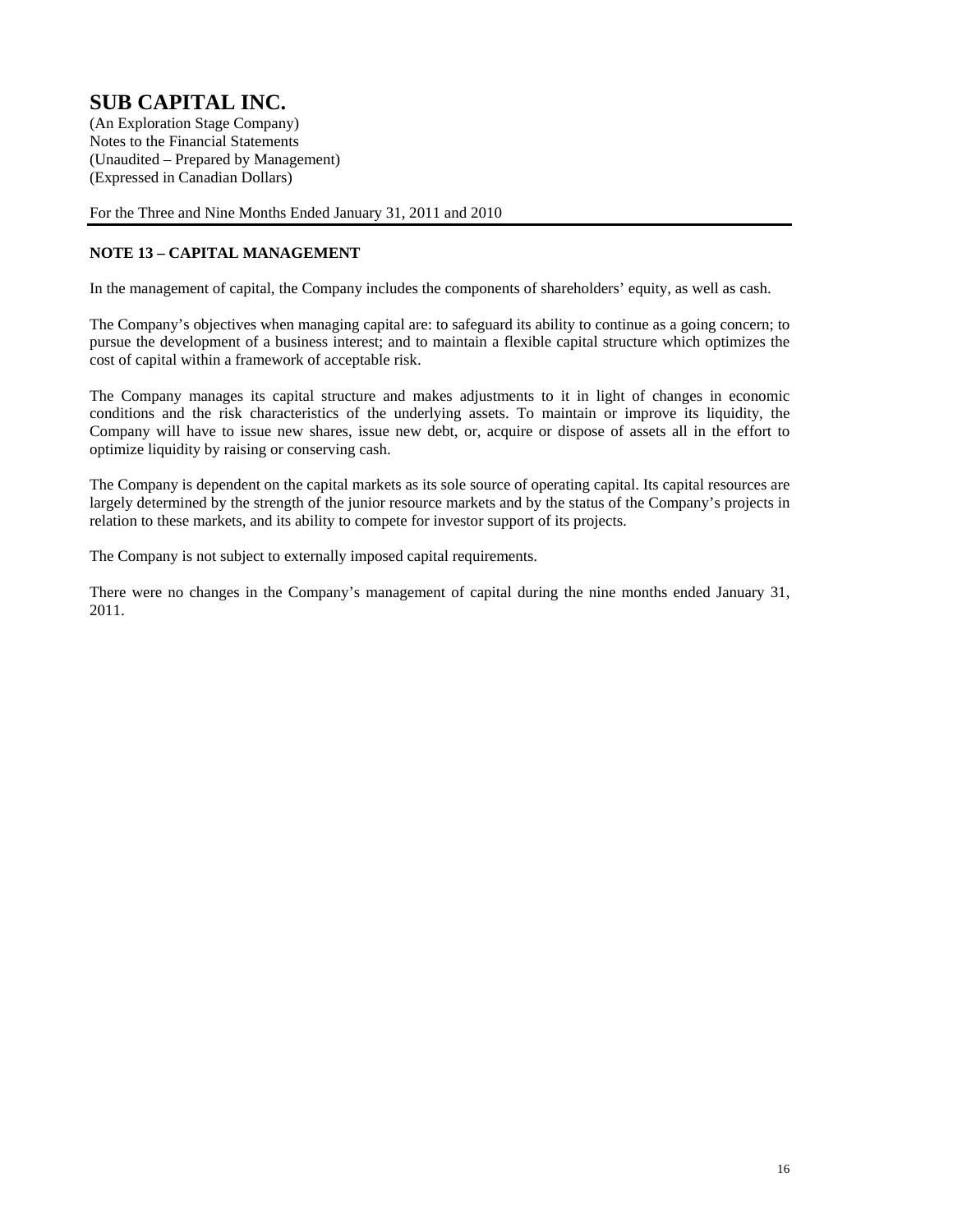# SUB CAPITAL INC.

(An Exploration Stage Company)
Notes to the Financial Statements
(Unaudited – Prepared by Management)
(Expressed in Canadian Dollars)

For the Three and Nine Months Ended January 31, 2011 and 2010

## NOTE 13 – CAPITAL MANAGEMENT

In the management of capital, the Company includes the components of shareholders' equity, as well as cash.

The Company's objectives when managing capital are: to safeguard its ability to continue as a going concern; to pursue the development of a business interest; and to maintain a flexible capital structure which optimizes the cost of capital within a framework of acceptable risk.

The Company manages its capital structure and makes adjustments to it in light of changes in economic conditions and the risk characteristics of the underlying assets. To maintain or improve its liquidity, the Company will have to issue new shares, issue new debt, or, acquire or dispose of assets all in the effort to optimize liquidity by raising or conserving cash.

The Company is dependent on the capital markets as its sole source of operating capital. Its capital resources are largely determined by the strength of the junior resource markets and by the status of the Company's projects in relation to these markets, and its ability to compete for investor support of its projects.

The Company is not subject to externally imposed capital requirements.

There were no changes in the Company's management of capital during the nine months ended January 31, 2011.